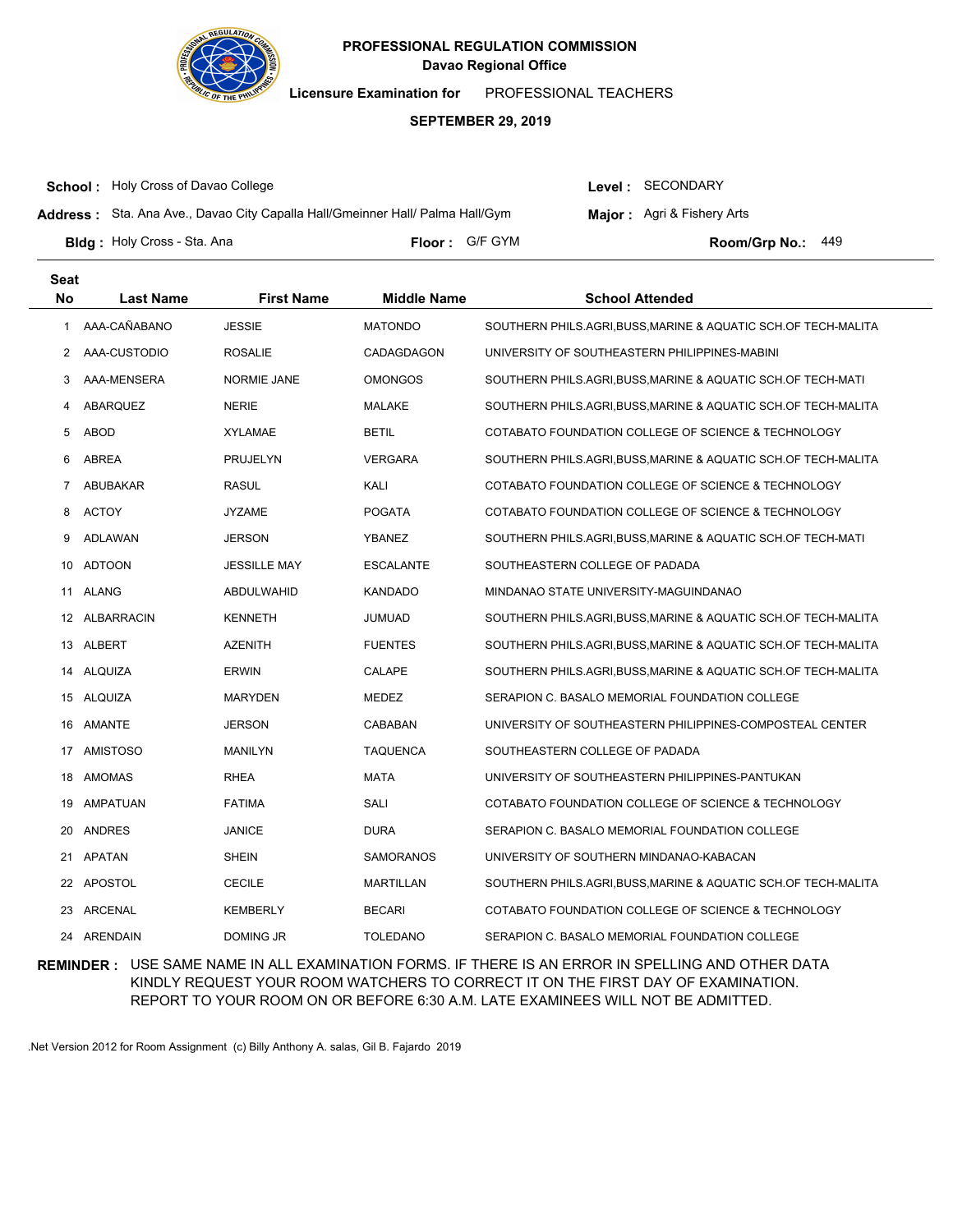**PROFESSIONAL REGULATION COMMISSION**
**Davao Regional Office**

**Licensure Examination for** PROFESSIONAL TEACHERS

**SEPTEMBER 29, 2019**

**School :** Holy Cross of Davao College

**Level :** SECONDARY

**Address :** Sta. Ana Ave., Davao City Capalla Hall/Gmeinner Hall/ Palma Hall/Gym

**Major :** Agri & Fishery Arts

**Bldg :** Holy Cross - Sta. Ana

**Floor :** G/F GYM

**Room/Grp No.:** 449

| Seat No | Last Name | First Name | Middle Name | School Attended |
|---|---|---|---|---|
| 1 | AAA-CAÑABANO | JESSIE | MATONDO | SOUTHERN PHILS.AGRI,BUSS,MARINE & AQUATIC SCH.OF TECH-MALITA |
| 2 | AAA-CUSTODIO | ROSALIE | CADAGDAGON | UNIVERSITY OF SOUTHEASTERN PHILIPPINES-MABINI |
| 3 | AAA-MENSERA | NORMIE JANE | OMONGOS | SOUTHERN PHILS.AGRI,BUSS,MARINE & AQUATIC SCH.OF TECH-MATI |
| 4 | ABARQUEZ | NERIE | MALAKE | SOUTHERN PHILS.AGRI,BUSS,MARINE & AQUATIC SCH.OF TECH-MALITA |
| 5 | ABOD | XYLAMAE | BETIL | COTABATO FOUNDATION COLLEGE OF SCIENCE & TECHNOLOGY |
| 6 | ABREA | PRUJELYN | VERGARA | SOUTHERN PHILS.AGRI,BUSS,MARINE & AQUATIC SCH.OF TECH-MALITA |
| 7 | ABUBAKAR | RASUL | KALI | COTABATO FOUNDATION COLLEGE OF SCIENCE & TECHNOLOGY |
| 8 | ACTOY | JYZAME | POGATA | COTABATO FOUNDATION COLLEGE OF SCIENCE & TECHNOLOGY |
| 9 | ADLAWAN | JERSON | YBANEZ | SOUTHERN PHILS.AGRI,BUSS,MARINE & AQUATIC SCH.OF TECH-MATI |
| 10 | ADTOON | JESSILLE MAY | ESCALANTE | SOUTHEASTERN COLLEGE OF PADADA |
| 11 | ALANG | ABDULWAHID | KANDADO | MINDANAO STATE UNIVERSITY-MAGUINDANAO |
| 12 | ALBARRACIN | KENNETH | JUMUAD | SOUTHERN PHILS.AGRI,BUSS,MARINE & AQUATIC SCH.OF TECH-MALITA |
| 13 | ALBERT | AZENITH | FUENTES | SOUTHERN PHILS.AGRI,BUSS,MARINE & AQUATIC SCH.OF TECH-MALITA |
| 14 | ALQUIZA | ERWIN | CALAPE | SOUTHERN PHILS.AGRI,BUSS,MARINE & AQUATIC SCH.OF TECH-MALITA |
| 15 | ALQUIZA | MARYDEN | MEDEZ | SERAPION C. BASALO MEMORIAL FOUNDATION COLLEGE |
| 16 | AMANTE | JERSON | CABABAN | UNIVERSITY OF SOUTHEASTERN PHILIPPINES-COMPOSTEAL CENTER |
| 17 | AMISTOSO | MANILYN | TAQUENCA | SOUTHEASTERN COLLEGE OF PADADA |
| 18 | AMOMAS | RHEA | MATA | UNIVERSITY OF SOUTHEASTERN PHILIPPINES-PANTUKAN |
| 19 | AMPATUAN | FATIMA | SALI | COTABATO FOUNDATION COLLEGE OF SCIENCE & TECHNOLOGY |
| 20 | ANDRES | JANICE | DURA | SERAPION C. BASALO MEMORIAL FOUNDATION COLLEGE |
| 21 | APATAN | SHEIN | SAMORANOS | UNIVERSITY OF SOUTHERN MINDANAO-KABACAN |
| 22 | APOSTOL | CECILE | MARTILLAN | SOUTHERN PHILS.AGRI,BUSS,MARINE & AQUATIC SCH.OF TECH-MALITA |
| 23 | ARCENAL | KEMBERLY | BECARI | COTABATO FOUNDATION COLLEGE OF SCIENCE & TECHNOLOGY |
| 24 | ARENDAIN | DOMING JR | TOLEDANO | SERAPION C. BASALO MEMORIAL FOUNDATION COLLEGE |

**REMINDER :** USE SAME NAME IN ALL EXAMINATION FORMS. IF THERE IS AN ERROR IN SPELLING AND OTHER DATA KINDLY REQUEST YOUR ROOM WATCHERS TO CORRECT IT ON THE FIRST DAY OF EXAMINATION. REPORT TO YOUR ROOM ON OR BEFORE 6:30 A.M. LATE EXAMINEES WILL NOT BE ADMITTED.

.Net Version 2012 for Room Assignment (c) Billy Anthony A. salas, Gil B. Fajardo 2019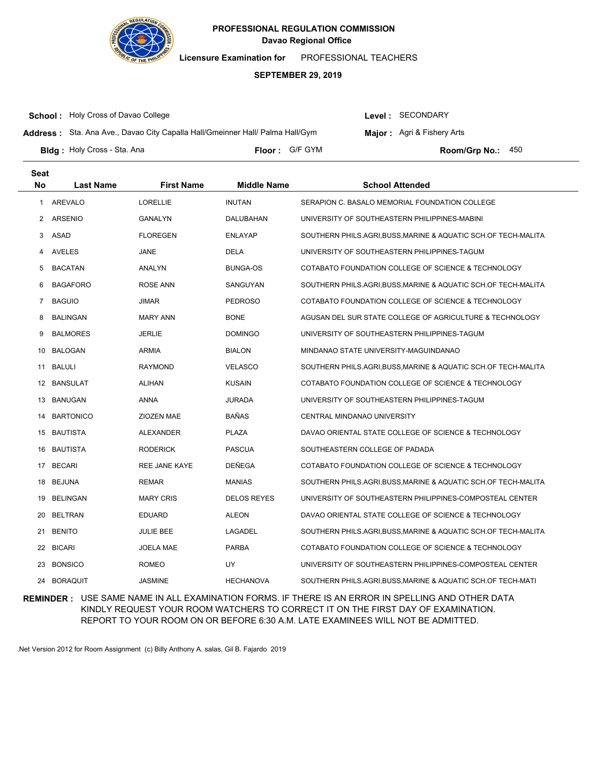**PROFESSIONAL REGULATION COMMISSION**
**Davao Regional Office**

**Licensure Examination for** PROFESSIONAL TEACHERS

**SEPTEMBER 29, 2019**

**School :** Holy Cross of Davao College
**Level :** SECONDARY

**Address :** Sta. Ana Ave., Davao City Capalla Hall/Gmeinner Hall/ Palma Hall/Gym
**Major :** Agri & Fishery Arts

**Bldg :** Holy Cross - Sta. Ana
**Floor :** G/F GYM
**Room/Grp No.:** 450

| Seat No | Last Name | First Name | Middle Name | School Attended |
|---|---|---|---|---|
| 1 | AREVALO | LORELLIE | INUTAN | SERAPION C. BASALO MEMORIAL FOUNDATION COLLEGE |
| 2 | ARSENIO | GANALYN | DALUBAHAN | UNIVERSITY OF SOUTHEASTERN PHILIPPINES-MABINI |
| 3 | ASAD | FLOREGEN | ENLAYAP | SOUTHERN PHILS.AGRI,BUSS,MARINE & AQUATIC SCH.OF TECH-MALITA |
| 4 | AVELES | JANE | DELA | UNIVERSITY OF SOUTHEASTERN PHILIPPINES-TAGUM |
| 5 | BACATAN | ANALYN | BUNGA-OS | COTABATO FOUNDATION COLLEGE OF SCIENCE & TECHNOLOGY |
| 6 | BAGAFORO | ROSE ANN | SANGUYAN | SOUTHERN PHILS.AGRI,BUSS,MARINE & AQUATIC SCH.OF TECH-MALITA |
| 7 | BAGUIO | JIMAR | PEDROSO | COTABATO FOUNDATION COLLEGE OF SCIENCE & TECHNOLOGY |
| 8 | BALINGAN | MARY ANN | BONE | AGUSAN DEL SUR STATE COLLEGE OF AGRICULTURE & TECHNOLOGY |
| 9 | BALMORES | JERLIE | DOMINGO | UNIVERSITY OF SOUTHEASTERN PHILIPPINES-TAGUM |
| 10 | BALOGAN | ARMIA | BIALON | MINDANAO STATE UNIVERSITY-MAGUINDANAO |
| 11 | BALULI | RAYMOND | VELASCO | SOUTHERN PHILS.AGRI,BUSS,MARINE & AQUATIC SCH.OF TECH-MALITA |
| 12 | BANSULAT | ALIHAN | KUSAIN | COTABATO FOUNDATION COLLEGE OF SCIENCE & TECHNOLOGY |
| 13 | BANUGAN | ANNA | JURADA | UNIVERSITY OF SOUTHEASTERN PHILIPPINES-TAGUM |
| 14 | BARTONICO | ZIOZEN MAE | BAÑAS | CENTRAL MINDANAO UNIVERSITY |
| 15 | BAUTISTA | ALEXANDER | PLAZA | DAVAO ORIENTAL STATE COLLEGE OF SCIENCE & TECHNOLOGY |
| 16 | BAUTISTA | RODERICK | PASCUA | SOUTHEASTERN COLLEGE OF PADADA |
| 17 | BECARI | REE JANE KAYE | DEÑEGA | COTABATO FOUNDATION COLLEGE OF SCIENCE & TECHNOLOGY |
| 18 | BEJUNA | REMAR | MANIAS | SOUTHERN PHILS.AGRI,BUSS,MARINE & AQUATIC SCH.OF TECH-MALITA |
| 19 | BELINGAN | MARY CRIS | DELOS REYES | UNIVERSITY OF SOUTHEASTERN PHILIPPINES-COMPOSTEAL CENTER |
| 20 | BELTRAN | EDUARD | ALEON | DAVAO ORIENTAL STATE COLLEGE OF SCIENCE & TECHNOLOGY |
| 21 | BENITO | JULIE BEE | LAGADEL | SOUTHERN PHILS.AGRI,BUSS,MARINE & AQUATIC SCH.OF TECH-MALITA |
| 22 | BICARI | JOELA MAE | PARBA | COTABATO FOUNDATION COLLEGE OF SCIENCE & TECHNOLOGY |
| 23 | BONSICO | ROMEO | UY | UNIVERSITY OF SOUTHEASTERN PHILIPPINES-COMPOSTEAL CENTER |
| 24 | BORAQUIT | JASMINE | HECHANOVA | SOUTHERN PHILS.AGRI,BUSS,MARINE & AQUATIC SCH.OF TECH-MATI |

**REMINDER :** USE SAME NAME IN ALL EXAMINATION FORMS. IF THERE IS AN ERROR IN SPELLING AND OTHER DATA KINDLY REQUEST YOUR ROOM WATCHERS TO CORRECT IT ON THE FIRST DAY OF EXAMINATION. REPORT TO YOUR ROOM ON OR BEFORE 6:30 A.M. LATE EXAMINEES WILL NOT BE ADMITTED.

.Net Version 2012 for Room Assignment (c) Billy Anthony A. salas, Gil B. Fajardo 2019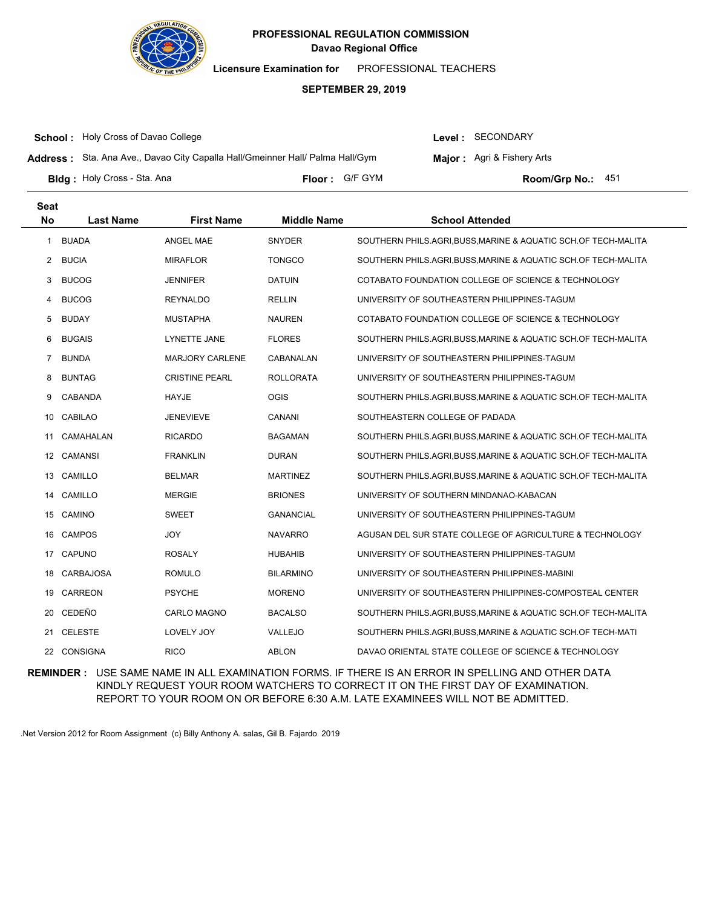**PROFESSIONAL REGULATION COMMISSION**
**Davao Regional Office**

**Licensure Examination for** PROFESSIONAL TEACHERS

**SEPTEMBER 29, 2019**

**School :** Holy Cross of Davao College
**Address :** Sta. Ana Ave., Davao City Capalla Hall/Gmeinner Hall/ Palma Hall/Gym
**Bldg :** Holy Cross - Sta. Ana
**Floor :** G/F GYM
**Level :** SECONDARY
**Major :** Agri & Fishery Arts
**Room/Grp No.:** 451

| Seat No | Last Name | First Name | Middle Name | School Attended |
|---|---|---|---|---|
| 1 | BUADA | ANGEL MAE | SNYDER | SOUTHERN PHILS.AGRI,BUSS,MARINE & AQUATIC SCH.OF TECH-MALITA |
| 2 | BUCIA | MIRAFLOR | TONGCO | SOUTHERN PHILS.AGRI,BUSS,MARINE & AQUATIC SCH.OF TECH-MALITA |
| 3 | BUCOG | JENNIFER | DATUIN | COTABATO FOUNDATION COLLEGE OF SCIENCE & TECHNOLOGY |
| 4 | BUCOG | REYNALDO | RELLIN | UNIVERSITY OF SOUTHEASTERN PHILIPPINES-TAGUM |
| 5 | BUDAY | MUSTAPHA | NAUREN | COTABATO FOUNDATION COLLEGE OF SCIENCE & TECHNOLOGY |
| 6 | BUGAIS | LYNETTE JANE | FLORES | SOUTHERN PHILS.AGRI,BUSS,MARINE & AQUATIC SCH.OF TECH-MALITA |
| 7 | BUNDA | MARJORY CARLENE | CABANALAN | UNIVERSITY OF SOUTHEASTERN PHILIPPINES-TAGUM |
| 8 | BUNTAG | CRISTINE PEARL | ROLLORATA | UNIVERSITY OF SOUTHEASTERN PHILIPPINES-TAGUM |
| 9 | CABANDA | HAYJE | OGIS | SOUTHERN PHILS.AGRI,BUSS,MARINE & AQUATIC SCH.OF TECH-MALITA |
| 10 | CABILAO | JENEVIEVE | CANANI | SOUTHEASTERN COLLEGE OF PADADA |
| 11 | CAMAHALAN | RICARDO | BAGAMAN | SOUTHERN PHILS.AGRI,BUSS,MARINE & AQUATIC SCH.OF TECH-MALITA |
| 12 | CAMANSI | FRANKLIN | DURAN | SOUTHERN PHILS.AGRI,BUSS,MARINE & AQUATIC SCH.OF TECH-MALITA |
| 13 | CAMILLO | BELMAR | MARTINEZ | SOUTHERN PHILS.AGRI,BUSS,MARINE & AQUATIC SCH.OF TECH-MALITA |
| 14 | CAMILLO | MERGIE | BRIONES | UNIVERSITY OF SOUTHERN MINDANAO-KABACAN |
| 15 | CAMINO | SWEET | GANANCIAL | UNIVERSITY OF SOUTHEASTERN PHILIPPINES-TAGUM |
| 16 | CAMPOS | JOY | NAVARRO | AGUSAN DEL SUR STATE COLLEGE OF AGRICULTURE & TECHNOLOGY |
| 17 | CAPUNO | ROSALY | HUBAHIB | UNIVERSITY OF SOUTHEASTERN PHILIPPINES-TAGUM |
| 18 | CARBAJOSA | ROMULO | BILARMINO | UNIVERSITY OF SOUTHEASTERN PHILIPPINES-MABINI |
| 19 | CARREON | PSYCHE | MORENO | UNIVERSITY OF SOUTHEASTERN PHILIPPINES-COMPOSTEAL CENTER |
| 20 | CEDEÑO | CARLO MAGNO | BACALSO | SOUTHERN PHILS.AGRI,BUSS,MARINE & AQUATIC SCH.OF TECH-MALITA |
| 21 | CELESTE | LOVELY JOY | VALLEJO | SOUTHERN PHILS.AGRI,BUSS,MARINE & AQUATIC SCH.OF TECH-MATI |
| 22 | CONSIGNA | RICO | ABLON | DAVAO ORIENTAL STATE COLLEGE OF SCIENCE & TECHNOLOGY |

**REMINDER :** USE SAME NAME IN ALL EXAMINATION FORMS. IF THERE IS AN ERROR IN SPELLING AND OTHER DATA KINDLY REQUEST YOUR ROOM WATCHERS TO CORRECT IT ON THE FIRST DAY OF EXAMINATION. REPORT TO YOUR ROOM ON OR BEFORE 6:30 A.M. LATE EXAMINEES WILL NOT BE ADMITTED.

.Net Version 2012 for Room Assignment (c) Billy Anthony A. salas, Gil B. Fajardo 2019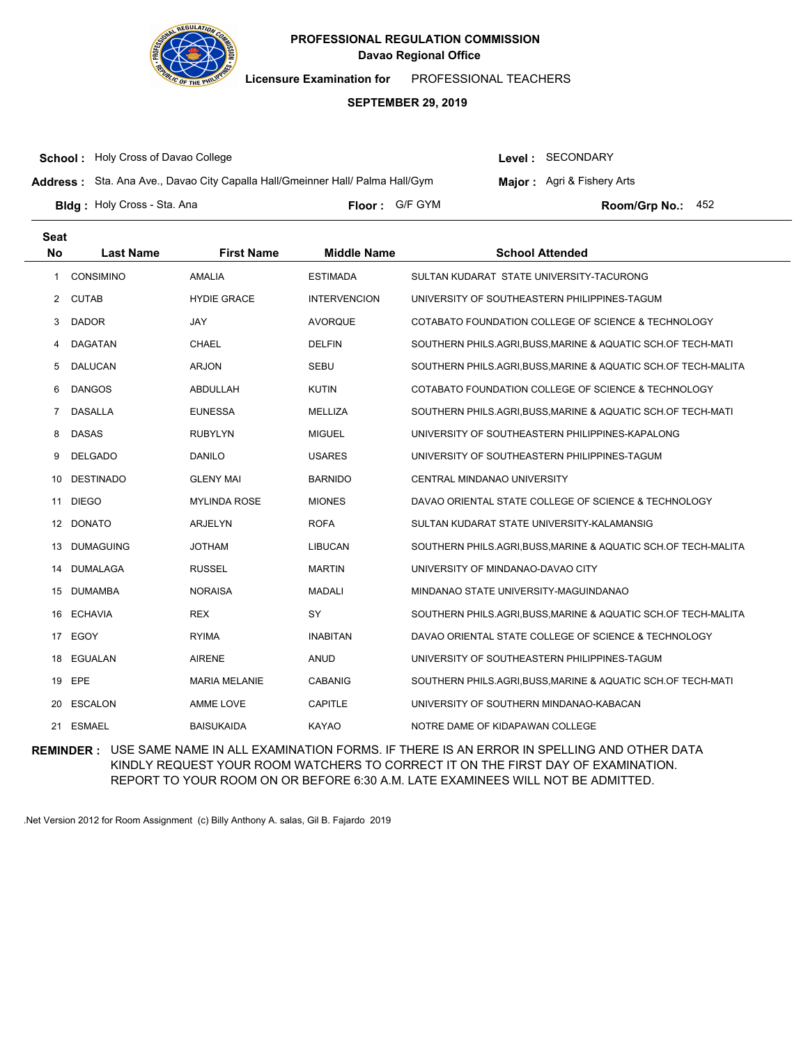**PROFESSIONAL REGULATION COMMISSION**
**Davao Regional Office**

**Licensure Examination for** PROFESSIONAL TEACHERS

**SEPTEMBER 29, 2019**

**School :** Holy Cross of Davao College
**Level :** SECONDARY
**Address :** Sta. Ana Ave., Davao City Capalla Hall/Gmeinner Hall/ Palma Hall/Gym
**Major :** Agri & Fishery Arts
**Bldg :** Holy Cross - Sta. Ana
**Floor :** G/F GYM
**Room/Grp No.:** 452

| Seat No | Last Name | First Name | Middle Name | School Attended |
|---|---|---|---|---|
| 1 | CONSIMINO | AMALIA | ESTIMADA | SULTAN KUDARAT STATE UNIVERSITY-TACURONG |
| 2 | CUTAB | HYDIE GRACE | INTERVENCION | UNIVERSITY OF SOUTHEASTERN PHILIPPINES-TAGUM |
| 3 | DADOR | JAY | AVORQUE | COTABATO FOUNDATION COLLEGE OF SCIENCE & TECHNOLOGY |
| 4 | DAGATAN | CHAEL | DELFIN | SOUTHERN PHILS.AGRI,BUSS,MARINE & AQUATIC SCH.OF TECH-MATI |
| 5 | DALUCAN | ARJON | SEBU | SOUTHERN PHILS.AGRI,BUSS,MARINE & AQUATIC SCH.OF TECH-MALITA |
| 6 | DANGOS | ABDULLAH | KUTIN | COTABATO FOUNDATION COLLEGE OF SCIENCE & TECHNOLOGY |
| 7 | DASALLA | EUNESSA | MELLIZA | SOUTHERN PHILS.AGRI,BUSS,MARINE & AQUATIC SCH.OF TECH-MATI |
| 8 | DASAS | RUBYLYN | MIGUEL | UNIVERSITY OF SOUTHEASTERN PHILIPPINES-KAPALONG |
| 9 | DELGADO | DANILO | USARES | UNIVERSITY OF SOUTHEASTERN PHILIPPINES-TAGUM |
| 10 | DESTINADO | GLENY MAI | BARNIDO | CENTRAL MINDANAO UNIVERSITY |
| 11 | DIEGO | MYLINDA ROSE | MIONES | DAVAO ORIENTAL STATE COLLEGE OF SCIENCE & TECHNOLOGY |
| 12 | DONATO | ARJELYN | ROFA | SULTAN KUDARAT STATE UNIVERSITY-KALAMANSIG |
| 13 | DUMAGUING | JOTHAM | LIBUCAN | SOUTHERN PHILS.AGRI,BUSS,MARINE & AQUATIC SCH.OF TECH-MALITA |
| 14 | DUMALAGA | RUSSEL | MARTIN | UNIVERSITY OF MINDANAO-DAVAO CITY |
| 15 | DUMAMBA | NORAISA | MADALI | MINDANAO STATE UNIVERSITY-MAGUINDANAO |
| 16 | ECHAVIA | REX | SY | SOUTHERN PHILS.AGRI,BUSS,MARINE & AQUATIC SCH.OF TECH-MALITA |
| 17 | EGOY | RYIMA | INABITAN | DAVAO ORIENTAL STATE COLLEGE OF SCIENCE & TECHNOLOGY |
| 18 | EGUALAN | AIRENE | ANUD | UNIVERSITY OF SOUTHEASTERN PHILIPPINES-TAGUM |
| 19 | EPE | MARIA MELANIE | CABANIG | SOUTHERN PHILS.AGRI,BUSS,MARINE & AQUATIC SCH.OF TECH-MATI |
| 20 | ESCALON | AMME LOVE | CAPITLE | UNIVERSITY OF SOUTHERN MINDANAO-KABACAN |
| 21 | ESMAEL | BAISUKAIDA | KAYAO | NOTRE DAME OF KIDAPAWAN COLLEGE |

**REMINDER :** USE SAME NAME IN ALL EXAMINATION FORMS. IF THERE IS AN ERROR IN SPELLING AND OTHER DATA KINDLY REQUEST YOUR ROOM WATCHERS TO CORRECT IT ON THE FIRST DAY OF EXAMINATION. REPORT TO YOUR ROOM ON OR BEFORE 6:30 A.M. LATE EXAMINEES WILL NOT BE ADMITTED.

.Net Version 2012 for Room Assignment (c) Billy Anthony A. salas, Gil B. Fajardo 2019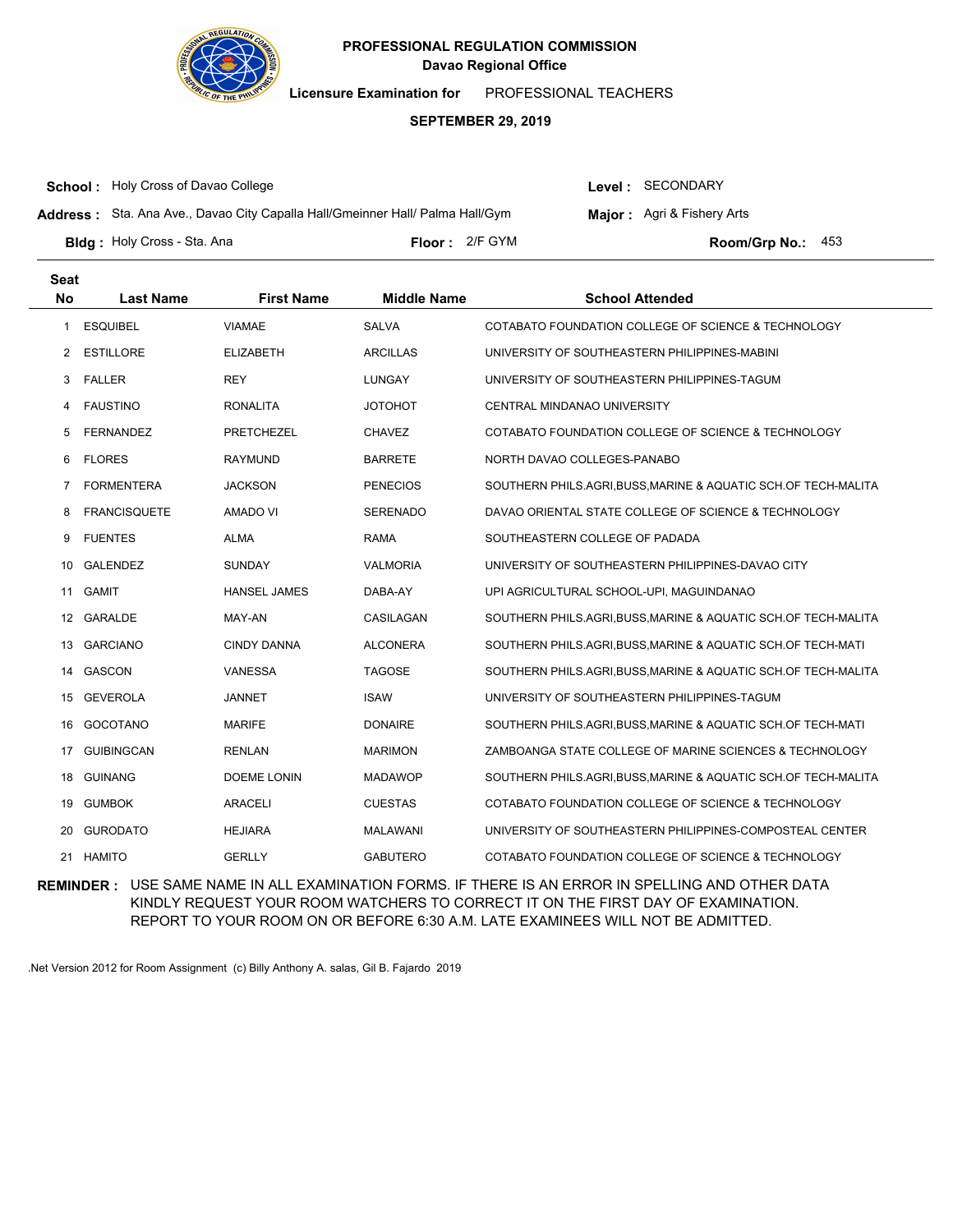**PROFESSIONAL REGULATION COMMISSION**
**Davao Regional Office**

**Licensure Examination for** PROFESSIONAL TEACHERS

**SEPTEMBER 29, 2019**

**School :** Holy Cross of Davao College
**Address :** Sta. Ana Ave., Davao City Capalla Hall/Gmeinner Hall/ Palma Hall/Gym
**Bldg :** Holy Cross - Sta. Ana **Floor :** 2/F GYM

**Level :** SECONDARY
**Major :** Agri & Fishery Arts
**Room/Grp No.:** 453

| Seat No | Last Name | First Name | Middle Name | School Attended |
|---|---|---|---|---|
| 1 | ESQUIBEL | VIAMAE | SALVA | COTABATO FOUNDATION COLLEGE OF SCIENCE & TECHNOLOGY |
| 2 | ESTILLORE | ELIZABETH | ARCILLAS | UNIVERSITY OF SOUTHEASTERN PHILIPPINES-MABINI |
| 3 | FALLER | REY | LUNGAY | UNIVERSITY OF SOUTHEASTERN PHILIPPINES-TAGUM |
| 4 | FAUSTINO | RONALITA | JOTOHOT | CENTRAL MINDANAO UNIVERSITY |
| 5 | FERNANDEZ | PRETCHEZEL | CHAVEZ | COTABATO FOUNDATION COLLEGE OF SCIENCE & TECHNOLOGY |
| 6 | FLORES | RAYMUND | BARRETE | NORTH DAVAO COLLEGES-PANABO |
| 7 | FORMENTERA | JACKSON | PENECIOS | SOUTHERN PHILS.AGRI,BUSS,MARINE & AQUATIC SCH.OF TECH-MALITA |
| 8 | FRANCISQUETE | AMADO VI | SERENADO | DAVAO ORIENTAL STATE COLLEGE OF SCIENCE & TECHNOLOGY |
| 9 | FUENTES | ALMA | RAMA | SOUTHEASTERN COLLEGE OF PADADA |
| 10 | GALENDEZ | SUNDAY | VALMORIA | UNIVERSITY OF SOUTHEASTERN PHILIPPINES-DAVAO CITY |
| 11 | GAMIT | HANSEL JAMES | DABA-AY | UPI AGRICULTURAL SCHOOL-UPI, MAGUINDANAO |
| 12 | GARALDE | MAY-AN | CASILAGAN | SOUTHERN PHILS.AGRI,BUSS,MARINE & AQUATIC SCH.OF TECH-MALITA |
| 13 | GARCIANO | CINDY DANNA | ALCONERA | SOUTHERN PHILS.AGRI,BUSS,MARINE & AQUATIC SCH.OF TECH-MATI |
| 14 | GASCON | VANESSA | TAGOSE | SOUTHERN PHILS.AGRI,BUSS,MARINE & AQUATIC SCH.OF TECH-MALITA |
| 15 | GEVEROLA | JANNET | ISAW | UNIVERSITY OF SOUTHEASTERN PHILIPPINES-TAGUM |
| 16 | GOCOTANO | MARIFE | DONAIRE | SOUTHERN PHILS.AGRI,BUSS,MARINE & AQUATIC SCH.OF TECH-MATI |
| 17 | GUIBINGCAN | RENLAN | MARIMON | ZAMBOANGA STATE COLLEGE OF MARINE SCIENCES & TECHNOLOGY |
| 18 | GUINANG | DOEME LONIN | MADAWOP | SOUTHERN PHILS.AGRI,BUSS,MARINE & AQUATIC SCH.OF TECH-MALITA |
| 19 | GUMBOK | ARACELI | CUESTAS | COTABATO FOUNDATION COLLEGE OF SCIENCE & TECHNOLOGY |
| 20 | GURODATO | HEJIARA | MALAWANI | UNIVERSITY OF SOUTHEASTERN PHILIPPINES-COMPOSTEAL CENTER |
| 21 | HAMITO | GERLLY | GABUTERO | COTABATO FOUNDATION COLLEGE OF SCIENCE & TECHNOLOGY |

**REMINDER :** USE SAME NAME IN ALL EXAMINATION FORMS. IF THERE IS AN ERROR IN SPELLING AND OTHER DATA KINDLY REQUEST YOUR ROOM WATCHERS TO CORRECT IT ON THE FIRST DAY OF EXAMINATION. REPORT TO YOUR ROOM ON OR BEFORE 6:30 A.M. LATE EXAMINEES WILL NOT BE ADMITTED.

.Net Version 2012 for Room Assignment (c) Billy Anthony A. salas, Gil B. Fajardo 2019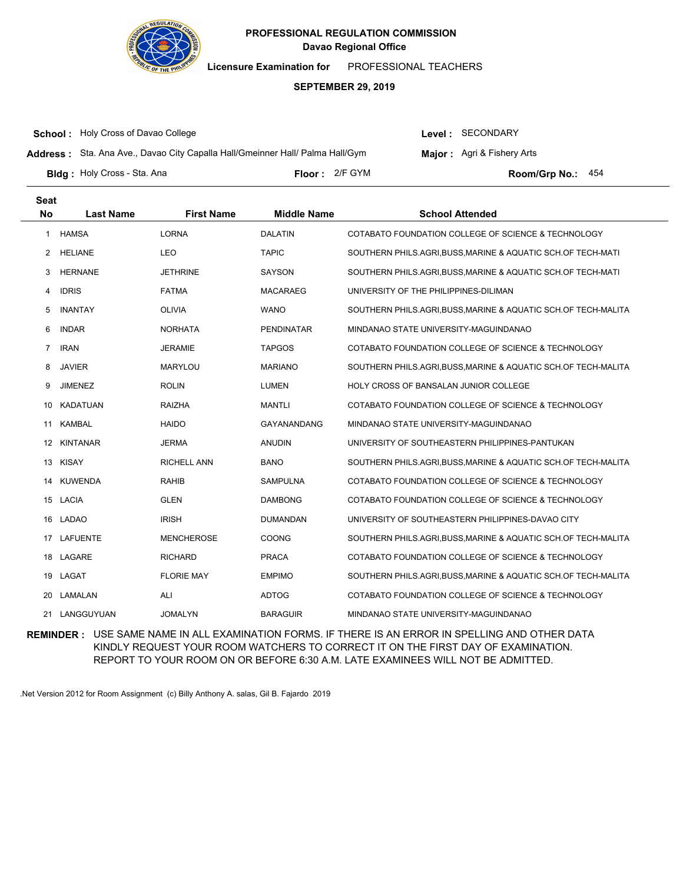**PROFESSIONAL REGULATION COMMISSION**
**Davao Regional Office**

**Licensure Examination for** PROFESSIONAL TEACHERS

**SEPTEMBER 29, 2019**

**School :** Holy Cross of Davao College
**Address :** Sta. Ana Ave., Davao City Capalla Hall/Gmeinner Hall/ Palma Hall/Gym
**Bldg :** Holy Cross - Sta. Ana
**Floor :** 2/F GYM
**Level :** SECONDARY
**Major :** Agri & Fishery Arts
**Room/Grp No.:** 454

| Seat No | Last Name | First Name | Middle Name | School Attended |
|---|---|---|---|---|
| 1 | HAMSA | LORNA | DALATIN | COTABATO FOUNDATION COLLEGE OF SCIENCE & TECHNOLOGY |
| 2 | HELIANE | LEO | TAPIC | SOUTHERN PHILS.AGRI,BUSS,MARINE & AQUATIC SCH.OF TECH-MATI |
| 3 | HERNANE | JETHRINE | SAYSON | SOUTHERN PHILS.AGRI,BUSS,MARINE & AQUATIC SCH.OF TECH-MATI |
| 4 | IDRIS | FATMA | MACARAEG | UNIVERSITY OF THE PHILIPPINES-DILIMAN |
| 5 | INANTAY | OLIVIA | WANO | SOUTHERN PHILS.AGRI,BUSS,MARINE & AQUATIC SCH.OF TECH-MALITA |
| 6 | INDAR | NORHATA | PENDINATAR | MINDANAO STATE UNIVERSITY-MAGUINDANAO |
| 7 | IRAN | JERAMIE | TAPGOS | COTABATO FOUNDATION COLLEGE OF SCIENCE & TECHNOLOGY |
| 8 | JAVIER | MARYLOU | MARIANO | SOUTHERN PHILS.AGRI,BUSS,MARINE & AQUATIC SCH.OF TECH-MALITA |
| 9 | JIMENEZ | ROLIN | LUMEN | HOLY CROSS OF BANSALAN JUNIOR COLLEGE |
| 10 | KADATUAN | RAIZHA | MANTLI | COTABATO FOUNDATION COLLEGE OF SCIENCE & TECHNOLOGY |
| 11 | KAMBAL | HAIDO | GAYANANDANG | MINDANAO STATE UNIVERSITY-MAGUINDANAO |
| 12 | KINTANAR | JERMA | ANUDIN | UNIVERSITY OF SOUTHEASTERN PHILIPPINES-PANTUKAN |
| 13 | KISAY | RICHELL ANN | BANO | SOUTHERN PHILS.AGRI,BUSS,MARINE & AQUATIC SCH.OF TECH-MALITA |
| 14 | KUWENDA | RAHIB | SAMPULNA | COTABATO FOUNDATION COLLEGE OF SCIENCE & TECHNOLOGY |
| 15 | LACIA | GLEN | DAMBONG | COTABATO FOUNDATION COLLEGE OF SCIENCE & TECHNOLOGY |
| 16 | LADAO | IRISH | DUMANDAN | UNIVERSITY OF SOUTHEASTERN PHILIPPINES-DAVAO CITY |
| 17 | LAFUENTE | MENCHEROSE | COONG | SOUTHERN PHILS.AGRI,BUSS,MARINE & AQUATIC SCH.OF TECH-MALITA |
| 18 | LAGARE | RICHARD | PRACA | COTABATO FOUNDATION COLLEGE OF SCIENCE & TECHNOLOGY |
| 19 | LAGAT | FLORIE MAY | EMPIMO | SOUTHERN PHILS.AGRI,BUSS,MARINE & AQUATIC SCH.OF TECH-MALITA |
| 20 | LAMALAN | ALI | ADTOG | COTABATO FOUNDATION COLLEGE OF SCIENCE & TECHNOLOGY |
| 21 | LANGGUYUAN | JOMALYN | BARAGUIR | MINDANAO STATE UNIVERSITY-MAGUINDANAO |

**REMINDER :** USE SAME NAME IN ALL EXAMINATION FORMS. IF THERE IS AN ERROR IN SPELLING AND OTHER DATA KINDLY REQUEST YOUR ROOM WATCHERS TO CORRECT IT ON THE FIRST DAY OF EXAMINATION. REPORT TO YOUR ROOM ON OR BEFORE 6:30 A.M. LATE EXAMINEES WILL NOT BE ADMITTED.

.Net Version 2012 for Room Assignment (c) Billy Anthony A. salas, Gil B. Fajardo 2019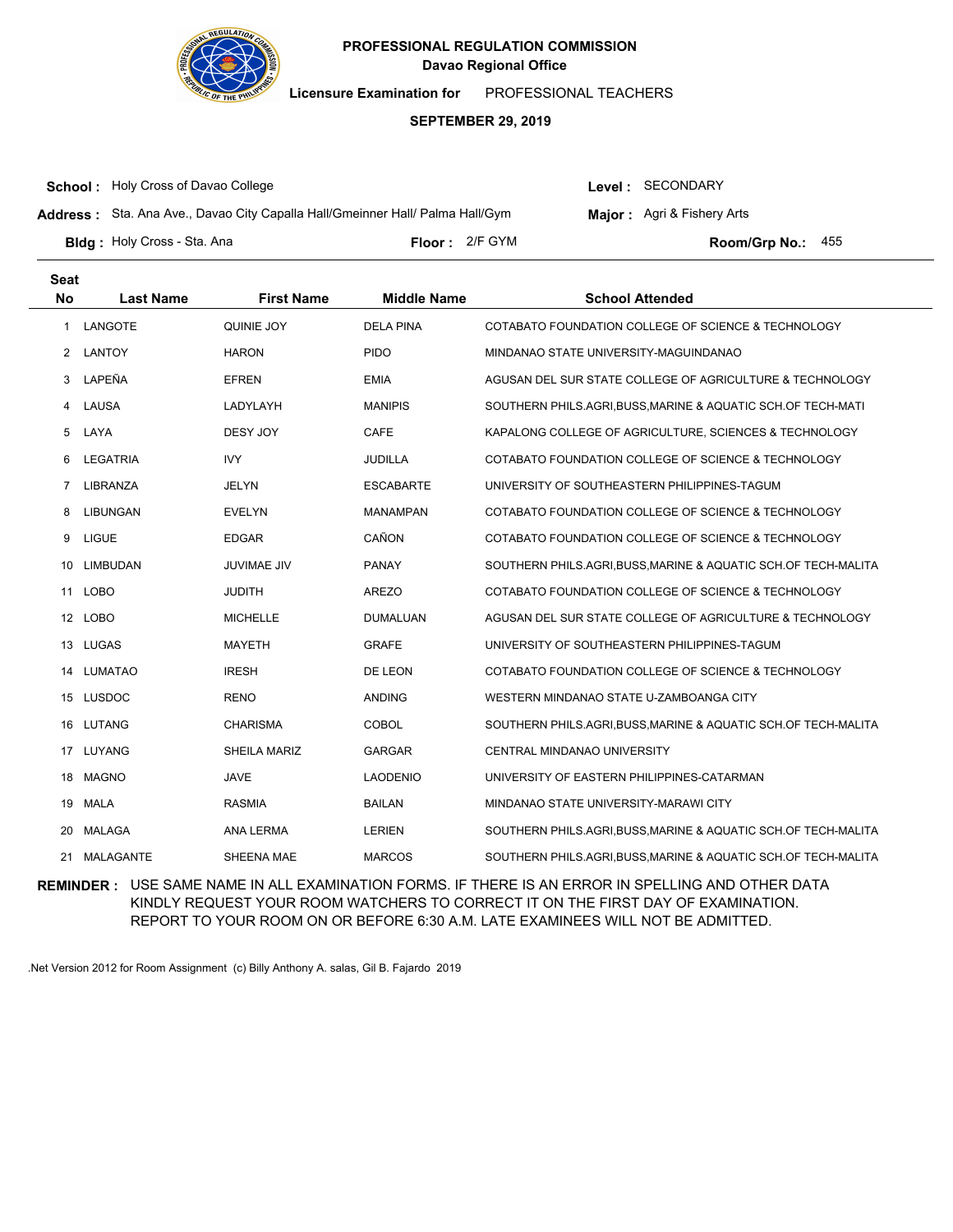**PROFESSIONAL REGULATION COMMISSION**
**Davao Regional Office**

**Licensure Examination for** PROFESSIONAL TEACHERS

**SEPTEMBER 29, 2019**

**School :** Holy Cross of Davao College
**Level :** SECONDARY

**Address :** Sta. Ana Ave., Davao City Capalla Hall/Gmeinner Hall/ Palma Hall/Gym
**Major :** Agri & Fishery Arts

**Bldg :** Holy Cross - Sta. Ana
**Floor :** 2/F GYM
**Room/Grp No.:** 455

| Seat No | Last Name | First Name | Middle Name | School Attended |
|---|---|---|---|---|
| 1 | LANGOTE | QUINIE JOY | DELA PINA | COTABATO FOUNDATION COLLEGE OF SCIENCE & TECHNOLOGY |
| 2 | LANTOY | HARON | PIDO | MINDANAO STATE UNIVERSITY-MAGUINDANAO |
| 3 | LAPEÑA | EFREN | EMIA | AGUSAN DEL SUR STATE COLLEGE OF AGRICULTURE & TECHNOLOGY |
| 4 | LAUSA | LADYLAYH | MANIPIS | SOUTHERN PHILS.AGRI,BUSS,MARINE & AQUATIC SCH.OF TECH-MATI |
| 5 | LAYA | DESY JOY | CAFE | KAPALONG COLLEGE OF AGRICULTURE, SCIENCES & TECHNOLOGY |
| 6 | LEGATRIA | IVY | JUDILLA | COTABATO FOUNDATION COLLEGE OF SCIENCE & TECHNOLOGY |
| 7 | LIBRANZA | JELYN | ESCABARTE | UNIVERSITY OF SOUTHEASTERN PHILIPPINES-TAGUM |
| 8 | LIBUNGAN | EVELYN | MANAMPAN | COTABATO FOUNDATION COLLEGE OF SCIENCE & TECHNOLOGY |
| 9 | LIGUE | EDGAR | CAÑON | COTABATO FOUNDATION COLLEGE OF SCIENCE & TECHNOLOGY |
| 10 | LIMBUDAN | JUVIMAE JIV | PANAY | SOUTHERN PHILS.AGRI,BUSS,MARINE & AQUATIC SCH.OF TECH-MALITA |
| 11 | LOBO | JUDITH | AREZO | COTABATO FOUNDATION COLLEGE OF SCIENCE & TECHNOLOGY |
| 12 | LOBO | MICHELLE | DUMALUAN | AGUSAN DEL SUR STATE COLLEGE OF AGRICULTURE & TECHNOLOGY |
| 13 | LUGAS | MAYETH | GRAFE | UNIVERSITY OF SOUTHEASTERN PHILIPPINES-TAGUM |
| 14 | LUMATAO | IRESH | DE LEON | COTABATO FOUNDATION COLLEGE OF SCIENCE & TECHNOLOGY |
| 15 | LUSDOC | RENO | ANDING | WESTERN MINDANAO STATE U-ZAMBOANGA CITY |
| 16 | LUTANG | CHARISMA | COBOL | SOUTHERN PHILS.AGRI,BUSS,MARINE & AQUATIC SCH.OF TECH-MALITA |
| 17 | LUYANG | SHEILA MARIZ | GARGAR | CENTRAL MINDANAO UNIVERSITY |
| 18 | MAGNO | JAVE | LAODENIO | UNIVERSITY OF EASTERN PHILIPPINES-CATARMAN |
| 19 | MALA | RASMIA | BAILAN | MINDANAO STATE UNIVERSITY-MARAWI CITY |
| 20 | MALAGA | ANA LERMA | LERIEN | SOUTHERN PHILS.AGRI,BUSS,MARINE & AQUATIC SCH.OF TECH-MALITA |
| 21 | MALAGANTE | SHEENA MAE | MARCOS | SOUTHERN PHILS.AGRI,BUSS,MARINE & AQUATIC SCH.OF TECH-MALITA |

**REMINDER :** USE SAME NAME IN ALL EXAMINATION FORMS. IF THERE IS AN ERROR IN SPELLING AND OTHER DATA KINDLY REQUEST YOUR ROOM WATCHERS TO CORRECT IT ON THE FIRST DAY OF EXAMINATION. REPORT TO YOUR ROOM ON OR BEFORE 6:30 A.M. LATE EXAMINEES WILL NOT BE ADMITTED.

.Net Version 2012 for Room Assignment (c) Billy Anthony A. salas, Gil B. Fajardo 2019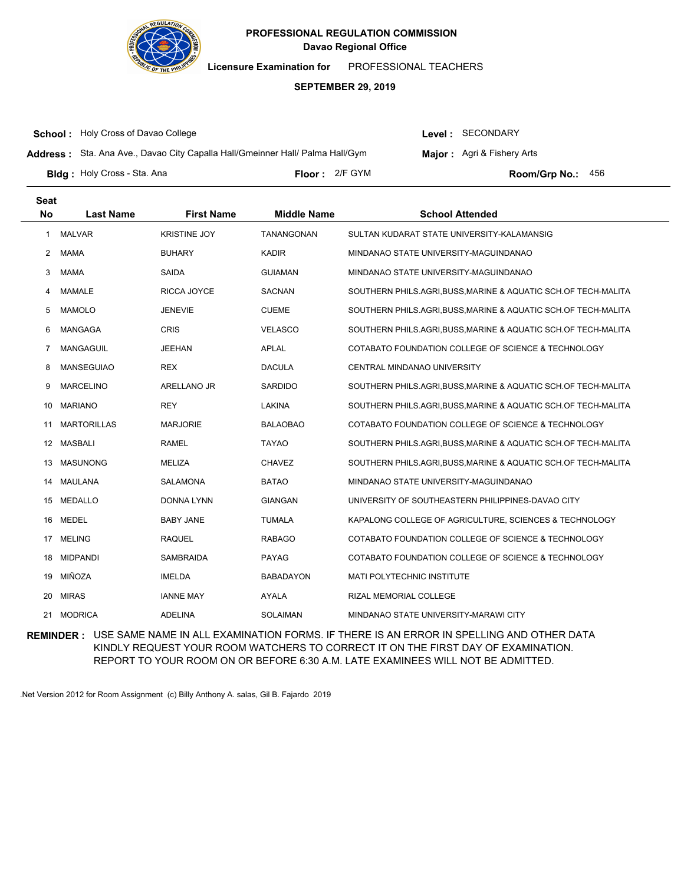**PROFESSIONAL REGULATION COMMISSION**
**Davao Regional Office**

**Licensure Examination for** PROFESSIONAL TEACHERS

**SEPTEMBER 29, 2019**

**School :** Holy Cross of Davao College

**Level :** SECONDARY

**Address :** Sta. Ana Ave., Davao City Capalla Hall/Gmeinner Hall/ Palma Hall/Gym

**Major :** Agri & Fishery Arts

**Bldg :** Holy Cross - Sta. Ana

**Floor :** 2/F GYM

**Room/Grp No.:** 456

| Seat No | Last Name | First Name | Middle Name | School Attended |
|---|---|---|---|---|
| 1 | MALVAR | KRISTINE JOY | TANANGONAN | SULTAN KUDARAT STATE UNIVERSITY-KALAMANSIG |
| 2 | MAMA | BUHARY | KADIR | MINDANAO STATE UNIVERSITY-MAGUINDANAO |
| 3 | MAMA | SAIDA | GUIAMAN | MINDANAO STATE UNIVERSITY-MAGUINDANAO |
| 4 | MAMALE | RICCA JOYCE | SACNAN | SOUTHERN PHILS.AGRI,BUSS,MARINE & AQUATIC SCH.OF TECH-MALITA |
| 5 | MAMOLO | JENEVIE | CUEME | SOUTHERN PHILS.AGRI,BUSS,MARINE & AQUATIC SCH.OF TECH-MALITA |
| 6 | MANGAGA | CRIS | VELASCO | SOUTHERN PHILS.AGRI,BUSS,MARINE & AQUATIC SCH.OF TECH-MALITA |
| 7 | MANGAGUIL | JEEHAN | APLAL | COTABATO FOUNDATION COLLEGE OF SCIENCE & TECHNOLOGY |
| 8 | MANSEGUIAO | REX | DACULA | CENTRAL MINDANAO UNIVERSITY |
| 9 | MARCELINO | ARELLANO JR | SARDIDO | SOUTHERN PHILS.AGRI,BUSS,MARINE & AQUATIC SCH.OF TECH-MALITA |
| 10 | MARIANO | REY | LAKINA | SOUTHERN PHILS.AGRI,BUSS,MARINE & AQUATIC SCH.OF TECH-MALITA |
| 11 | MARTORILLAS | MARJORIE | BALAOBAO | COTABATO FOUNDATION COLLEGE OF SCIENCE & TECHNOLOGY |
| 12 | MASBALI | RAMEL | TAYAO | SOUTHERN PHILS.AGRI,BUSS,MARINE & AQUATIC SCH.OF TECH-MALITA |
| 13 | MASUNONG | MELIZA | CHAVEZ | SOUTHERN PHILS.AGRI,BUSS,MARINE & AQUATIC SCH.OF TECH-MALITA |
| 14 | MAULANA | SALAMONA | BATAO | MINDANAO STATE UNIVERSITY-MAGUINDANAO |
| 15 | MEDALLO | DONNA LYNN | GIANGAN | UNIVERSITY OF SOUTHEASTERN PHILIPPINES-DAVAO CITY |
| 16 | MEDEL | BABY JANE | TUMALA | KAPALONG COLLEGE OF AGRICULTURE, SCIENCES & TECHNOLOGY |
| 17 | MELING | RAQUEL | RABAGO | COTABATO FOUNDATION COLLEGE OF SCIENCE & TECHNOLOGY |
| 18 | MIDPANDI | SAMBRAIDA | PAYAG | COTABATO FOUNDATION COLLEGE OF SCIENCE & TECHNOLOGY |
| 19 | MIÑOZA | IMELDA | BABADAYON | MATI POLYTECHNIC INSTITUTE |
| 20 | MIRAS | IANNE MAY | AYALA | RIZAL MEMORIAL COLLEGE |
| 21 | MODRICA | ADELINA | SOLAIMAN | MINDANAO STATE UNIVERSITY-MARAWI CITY |

**REMINDER :** USE SAME NAME IN ALL EXAMINATION FORMS. IF THERE IS AN ERROR IN SPELLING AND OTHER DATA KINDLY REQUEST YOUR ROOM WATCHERS TO CORRECT IT ON THE FIRST DAY OF EXAMINATION. REPORT TO YOUR ROOM ON OR BEFORE 6:30 A.M. LATE EXAMINEES WILL NOT BE ADMITTED.

.Net Version 2012 for Room Assignment (c) Billy Anthony A. salas, Gil B. Fajardo 2019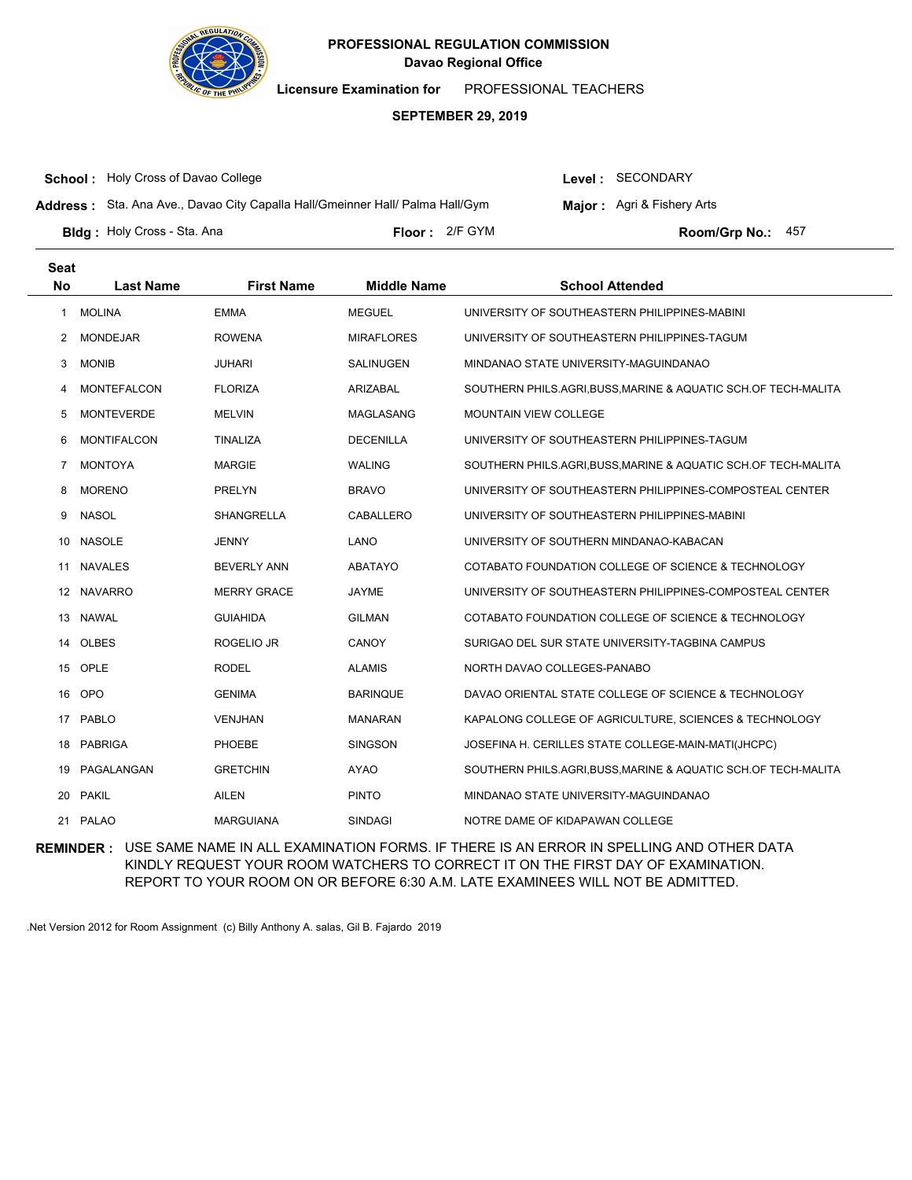**PROFESSIONAL REGULATION COMMISSION**
**Davao Regional Office**

**Licensure Examination for** PROFESSIONAL TEACHERS

**SEPTEMBER 29, 2019**

**School :** Holy Cross of Davao College
**Level :** SECONDARY

**Address :** Sta. Ana Ave., Davao City Capalla Hall/Gmeinner Hall/ Palma Hall/Gym
**Major :** Agri & Fishery Arts

**Bldg :** Holy Cross - Sta. Ana
**Floor :** 2/F GYM
**Room/Grp No.:** 457

| Seat No | Last Name | First Name | Middle Name | School Attended |
|---|---|---|---|---|
| 1 | MOLINA | EMMA | MEGUEL | UNIVERSITY OF SOUTHEASTERN PHILIPPINES-MABINI |
| 2 | MONDEJAR | ROWENA | MIRAFLORES | UNIVERSITY OF SOUTHEASTERN PHILIPPINES-TAGUM |
| 3 | MONIB | JUHARI | SALINUGEN | MINDANAO STATE UNIVERSITY-MAGUINDANAO |
| 4 | MONTEFALCON | FLORIZA | ARIZABAL | SOUTHERN PHILS.AGRI,BUSS,MARINE & AQUATIC SCH.OF TECH-MALITA |
| 5 | MONTEVERDE | MELVIN | MAGLASANG | MOUNTAIN VIEW COLLEGE |
| 6 | MONTIFALCON | TINALIZA | DECENILLA | UNIVERSITY OF SOUTHEASTERN PHILIPPINES-TAGUM |
| 7 | MONTOYA | MARGIE | WALING | SOUTHERN PHILS.AGRI,BUSS,MARINE & AQUATIC SCH.OF TECH-MALITA |
| 8 | MORENO | PRELYN | BRAVO | UNIVERSITY OF SOUTHEASTERN PHILIPPINES-COMPOSTEAL CENTER |
| 9 | NASOL | SHANGRELLA | CABALLERO | UNIVERSITY OF SOUTHEASTERN PHILIPPINES-MABINI |
| 10 | NASOLE | JENNY | LANO | UNIVERSITY OF SOUTHERN MINDANAO-KABACAN |
| 11 | NAVALES | BEVERLY ANN | ABATAYO | COTABATO FOUNDATION COLLEGE OF SCIENCE & TECHNOLOGY |
| 12 | NAVARRO | MERRY GRACE | JAYME | UNIVERSITY OF SOUTHEASTERN PHILIPPINES-COMPOSTEAL CENTER |
| 13 | NAWAL | GUIAHIDA | GILMAN | COTABATO FOUNDATION COLLEGE OF SCIENCE & TECHNOLOGY |
| 14 | OLBES | ROGELIO JR | CANOY | SURIGAO DEL SUR STATE UNIVERSITY-TAGBINA CAMPUS |
| 15 | OPLE | RODEL | ALAMIS | NORTH DAVAO COLLEGES-PANABO |
| 16 | OPO | GENIMA | BARINQUE | DAVAO ORIENTAL STATE COLLEGE OF SCIENCE & TECHNOLOGY |
| 17 | PABLO | VENJHAN | MANARAN | KAPALONG COLLEGE OF AGRICULTURE, SCIENCES & TECHNOLOGY |
| 18 | PABRIGA | PHOEBE | SINGSON | JOSEFINA H. CERILLES STATE COLLEGE-MAIN-MATI(JHCPC) |
| 19 | PAGALANGAN | GRETCHIN | AYAO | SOUTHERN PHILS.AGRI,BUSS,MARINE & AQUATIC SCH.OF TECH-MALITA |
| 20 | PAKIL | AILEN | PINTO | MINDANAO STATE UNIVERSITY-MAGUINDANAO |
| 21 | PALAO | MARGUIANA | SINDAGI | NOTRE DAME OF KIDAPAWAN COLLEGE |

**REMINDER :** USE SAME NAME IN ALL EXAMINATION FORMS. IF THERE IS AN ERROR IN SPELLING AND OTHER DATA KINDLY REQUEST YOUR ROOM WATCHERS TO CORRECT IT ON THE FIRST DAY OF EXAMINATION. REPORT TO YOUR ROOM ON OR BEFORE 6:30 A.M. LATE EXAMINEES WILL NOT BE ADMITTED.

.Net Version 2012 for Room Assignment (c) Billy Anthony A. salas, Gil B. Fajardo 2019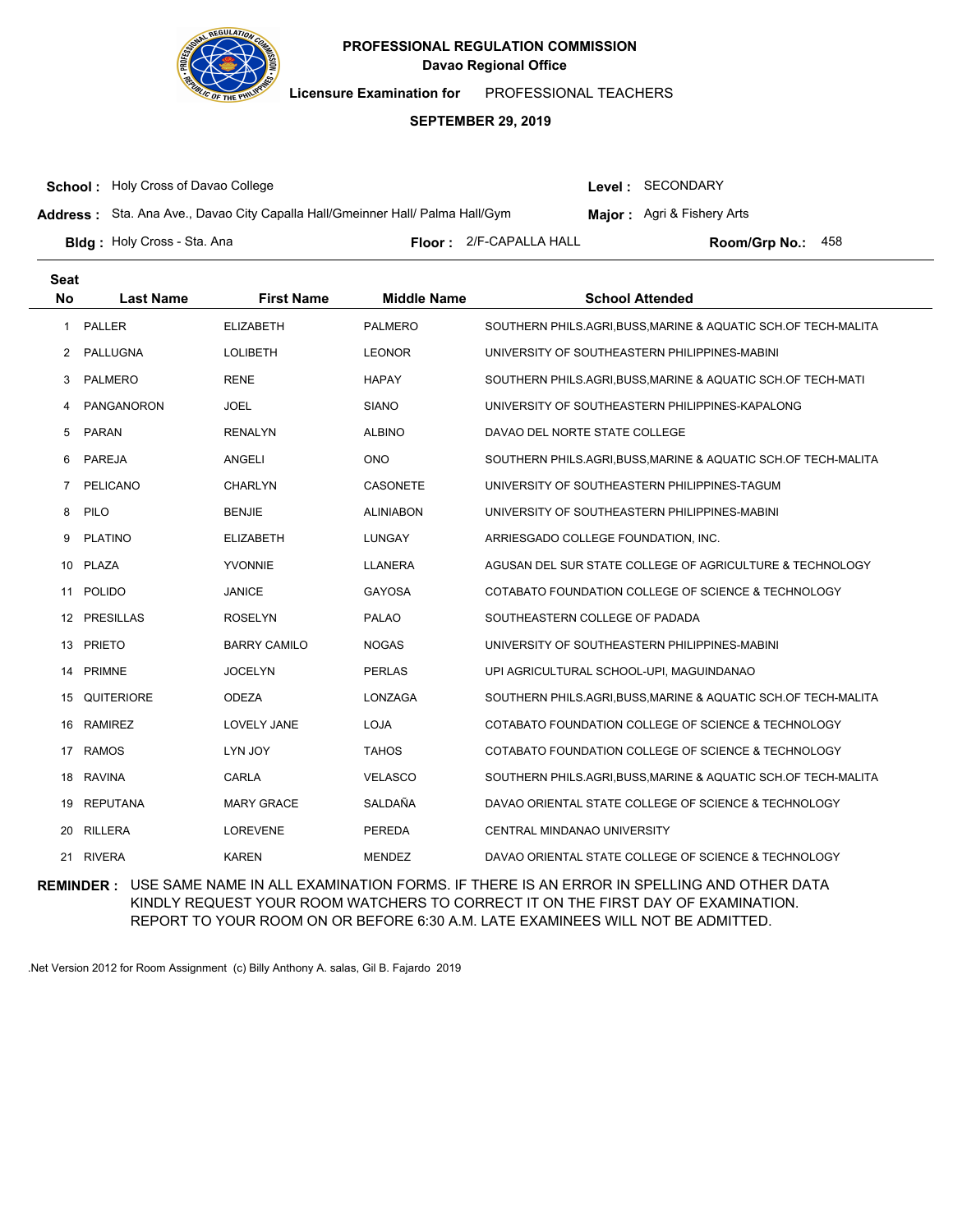**PROFESSIONAL REGULATION COMMISSION**
**Davao Regional Office**

**Licensure Examination for** PROFESSIONAL TEACHERS

**SEPTEMBER 29, 2019**

**School :** Holy Cross of Davao College
**Level :** SECONDARY
**Address :** Sta. Ana Ave., Davao City Capalla Hall/Gmeinner Hall/ Palma Hall/Gym
**Major :** Agri & Fishery Arts
**Bldg :** Holy Cross - Sta. Ana
**Floor :** 2/F-CAPALLA HALL
**Room/Grp No.:** 458

| Seat No | Last Name | First Name | Middle Name | School Attended |
|---|---|---|---|---|
| 1 | PALLER | ELIZABETH | PALMERO | SOUTHERN PHILS.AGRI,BUSS,MARINE & AQUATIC SCH.OF TECH-MALITA |
| 2 | PALLUGNA | LOLIBETH | LEONOR | UNIVERSITY OF SOUTHEASTERN PHILIPPINES-MABINI |
| 3 | PALMERO | RENE | HAPAY | SOUTHERN PHILS.AGRI,BUSS,MARINE & AQUATIC SCH.OF TECH-MATI |
| 4 | PANGANORON | JOEL | SIANO | UNIVERSITY OF SOUTHEASTERN PHILIPPINES-KAPALONG |
| 5 | PARAN | RENALYN | ALBINO | DAVAO DEL NORTE STATE COLLEGE |
| 6 | PAREJA | ANGELI | ONO | SOUTHERN PHILS.AGRI,BUSS,MARINE & AQUATIC SCH.OF TECH-MALITA |
| 7 | PELICANO | CHARLYN | CASONETE | UNIVERSITY OF SOUTHEASTERN PHILIPPINES-TAGUM |
| 8 | PILO | BENJIE | ALINIABON | UNIVERSITY OF SOUTHEASTERN PHILIPPINES-MABINI |
| 9 | PLATINO | ELIZABETH | LUNGAY | ARRIESGADO COLLEGE FOUNDATION, INC. |
| 10 | PLAZA | YVONNIE | LLANERA | AGUSAN DEL SUR STATE COLLEGE OF AGRICULTURE & TECHNOLOGY |
| 11 | POLIDO | JANICE | GAYOSA | COTABATO FOUNDATION COLLEGE OF SCIENCE & TECHNOLOGY |
| 12 | PRESILLAS | ROSELYN | PALAO | SOUTHEASTERN COLLEGE OF PADADA |
| 13 | PRIETO | BARRY CAMILO | NOGAS | UNIVERSITY OF SOUTHEASTERN PHILIPPINES-MABINI |
| 14 | PRIMNE | JOCELYN | PERLAS | UPI AGRICULTURAL SCHOOL-UPI, MAGUINDANAO |
| 15 | QUITERIORE | ODEZA | LONZAGA | SOUTHERN PHILS.AGRI,BUSS,MARINE & AQUATIC SCH.OF TECH-MALITA |
| 16 | RAMIREZ | LOVELY JANE | LOJA | COTABATO FOUNDATION COLLEGE OF SCIENCE & TECHNOLOGY |
| 17 | RAMOS | LYN JOY | TAHOS | COTABATO FOUNDATION COLLEGE OF SCIENCE & TECHNOLOGY |
| 18 | RAVINA | CARLA | VELASCO | SOUTHERN PHILS.AGRI,BUSS,MARINE & AQUATIC SCH.OF TECH-MALITA |
| 19 | REPUTANA | MARY GRACE | SALDAÑA | DAVAO ORIENTAL STATE COLLEGE OF SCIENCE & TECHNOLOGY |
| 20 | RILLERA | LOREVENE | PEREDA | CENTRAL MINDANAO UNIVERSITY |
| 21 | RIVERA | KAREN | MENDEZ | DAVAO ORIENTAL STATE COLLEGE OF SCIENCE & TECHNOLOGY |

**REMINDER :** USE SAME NAME IN ALL EXAMINATION FORMS. IF THERE IS AN ERROR IN SPELLING AND OTHER DATA KINDLY REQUEST YOUR ROOM WATCHERS TO CORRECT IT ON THE FIRST DAY OF EXAMINATION. REPORT TO YOUR ROOM ON OR BEFORE 6:30 A.M. LATE EXAMINEES WILL NOT BE ADMITTED.

.Net Version 2012 for Room Assignment (c) Billy Anthony A. salas, Gil B. Fajardo 2019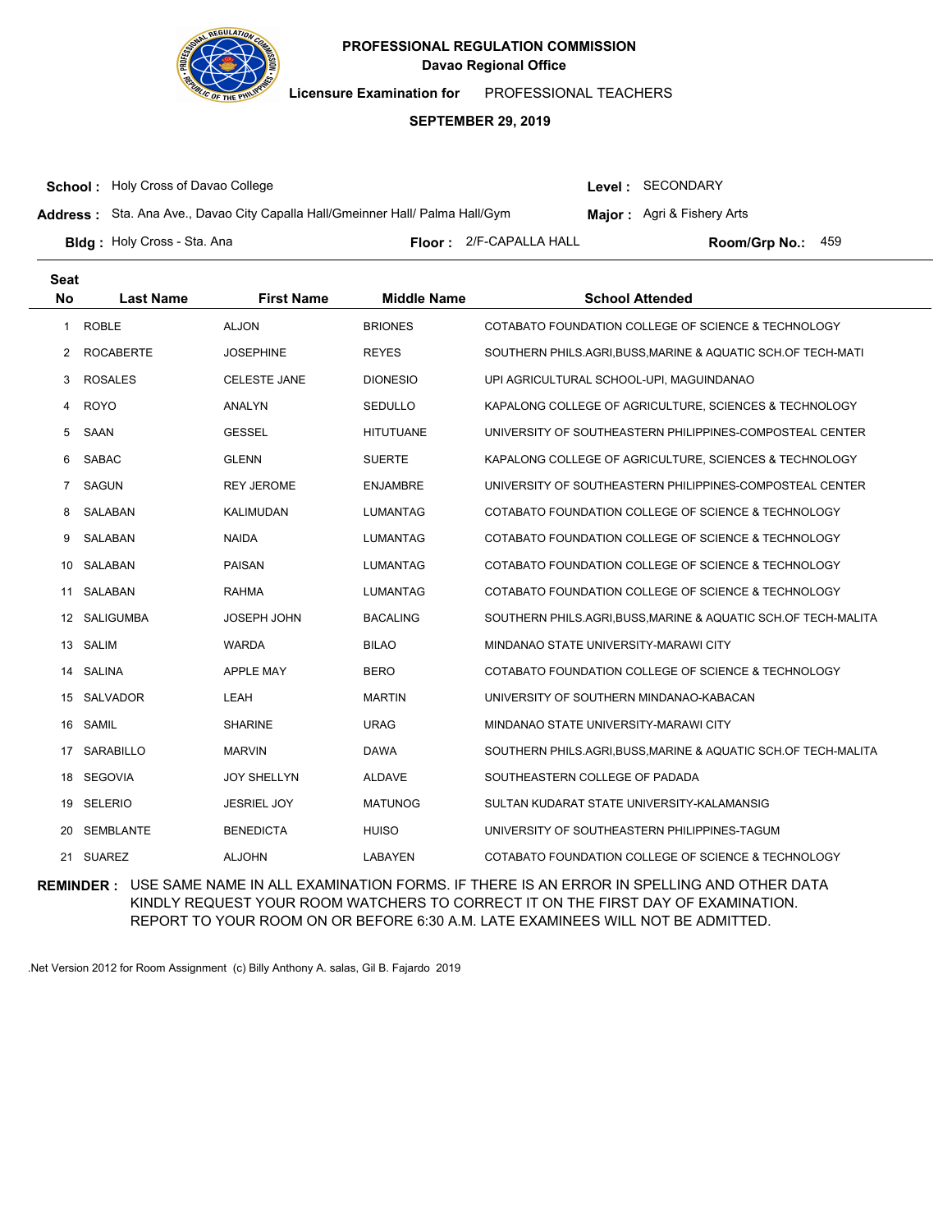**PROFESSIONAL REGULATION COMMISSION**
**Davao Regional Office**

**Licensure Examination for** PROFESSIONAL TEACHERS

**SEPTEMBER 29, 2019**

**School :** Holy Cross of Davao College
**Level :** SECONDARY
**Address :** Sta. Ana Ave., Davao City Capalla Hall/Gmeinner Hall/ Palma Hall/Gym
**Major :** Agri & Fishery Arts
**Bldg :** Holy Cross - Sta. Ana
**Floor :** 2/F-CAPALLA HALL
**Room/Grp No.:** 459

| Seat No | Last Name | First Name | Middle Name | School Attended |
|---|---|---|---|---|
| 1 | ROBLE | ALJON | BRIONES | COTABATO FOUNDATION COLLEGE OF SCIENCE & TECHNOLOGY |
| 2 | ROCABERTE | JOSEPHINE | REYES | SOUTHERN PHILS.AGRI,BUSS,MARINE & AQUATIC SCH.OF TECH-MATI |
| 3 | ROSALES | CELESTE JANE | DIONESIO | UPI AGRICULTURAL SCHOOL-UPI, MAGUINDANAO |
| 4 | ROYO | ANALYN | SEDULLO | KAPALONG COLLEGE OF AGRICULTURE, SCIENCES & TECHNOLOGY |
| 5 | SAAN | GESSEL | HITUTUANE | UNIVERSITY OF SOUTHEASTERN PHILIPPINES-COMPOSTEAL CENTER |
| 6 | SABAC | GLENN | SUERTE | KAPALONG COLLEGE OF AGRICULTURE, SCIENCES & TECHNOLOGY |
| 7 | SAGUN | REY JEROME | ENJAMBRE | UNIVERSITY OF SOUTHEASTERN PHILIPPINES-COMPOSTEAL CENTER |
| 8 | SALABAN | KALIMUDAN | LUMANTAG | COTABATO FOUNDATION COLLEGE OF SCIENCE & TECHNOLOGY |
| 9 | SALABAN | NAIDA | LUMANTAG | COTABATO FOUNDATION COLLEGE OF SCIENCE & TECHNOLOGY |
| 10 | SALABAN | PAISAN | LUMANTAG | COTABATO FOUNDATION COLLEGE OF SCIENCE & TECHNOLOGY |
| 11 | SALABAN | RAHMA | LUMANTAG | COTABATO FOUNDATION COLLEGE OF SCIENCE & TECHNOLOGY |
| 12 | SALIGUMBA | JOSEPH JOHN | BACALING | SOUTHERN PHILS.AGRI,BUSS,MARINE & AQUATIC SCH.OF TECH-MALITA |
| 13 | SALIM | WARDA | BILAO | MINDANAO STATE UNIVERSITY-MARAWI CITY |
| 14 | SALINA | APPLE MAY | BERO | COTABATO FOUNDATION COLLEGE OF SCIENCE & TECHNOLOGY |
| 15 | SALVADOR | LEAH | MARTIN | UNIVERSITY OF SOUTHERN MINDANAO-KABACAN |
| 16 | SAMIL | SHARINE | URAG | MINDANAO STATE UNIVERSITY-MARAWI CITY |
| 17 | SARABILLO | MARVIN | DAWA | SOUTHERN PHILS.AGRI,BUSS,MARINE & AQUATIC SCH.OF TECH-MALITA |
| 18 | SEGOVIA | JOY SHELLYN | ALDAVE | SOUTHEASTERN COLLEGE OF PADADA |
| 19 | SELERIO | JESRIEL JOY | MATUNOG | SULTAN KUDARAT STATE UNIVERSITY-KALAMANSIG |
| 20 | SEMBLANTE | BENEDICTA | HUISO | UNIVERSITY OF SOUTHEASTERN PHILIPPINES-TAGUM |
| 21 | SUAREZ | ALJOHN | LABAYEN | COTABATO FOUNDATION COLLEGE OF SCIENCE & TECHNOLOGY |

**REMINDER :** USE SAME NAME IN ALL EXAMINATION FORMS. IF THERE IS AN ERROR IN SPELLING AND OTHER DATA KINDLY REQUEST YOUR ROOM WATCHERS TO CORRECT IT ON THE FIRST DAY OF EXAMINATION. REPORT TO YOUR ROOM ON OR BEFORE 6:30 A.M. LATE EXAMINEES WILL NOT BE ADMITTED.

.Net Version 2012 for Room Assignment (c) Billy Anthony A. salas, Gil B. Fajardo 2019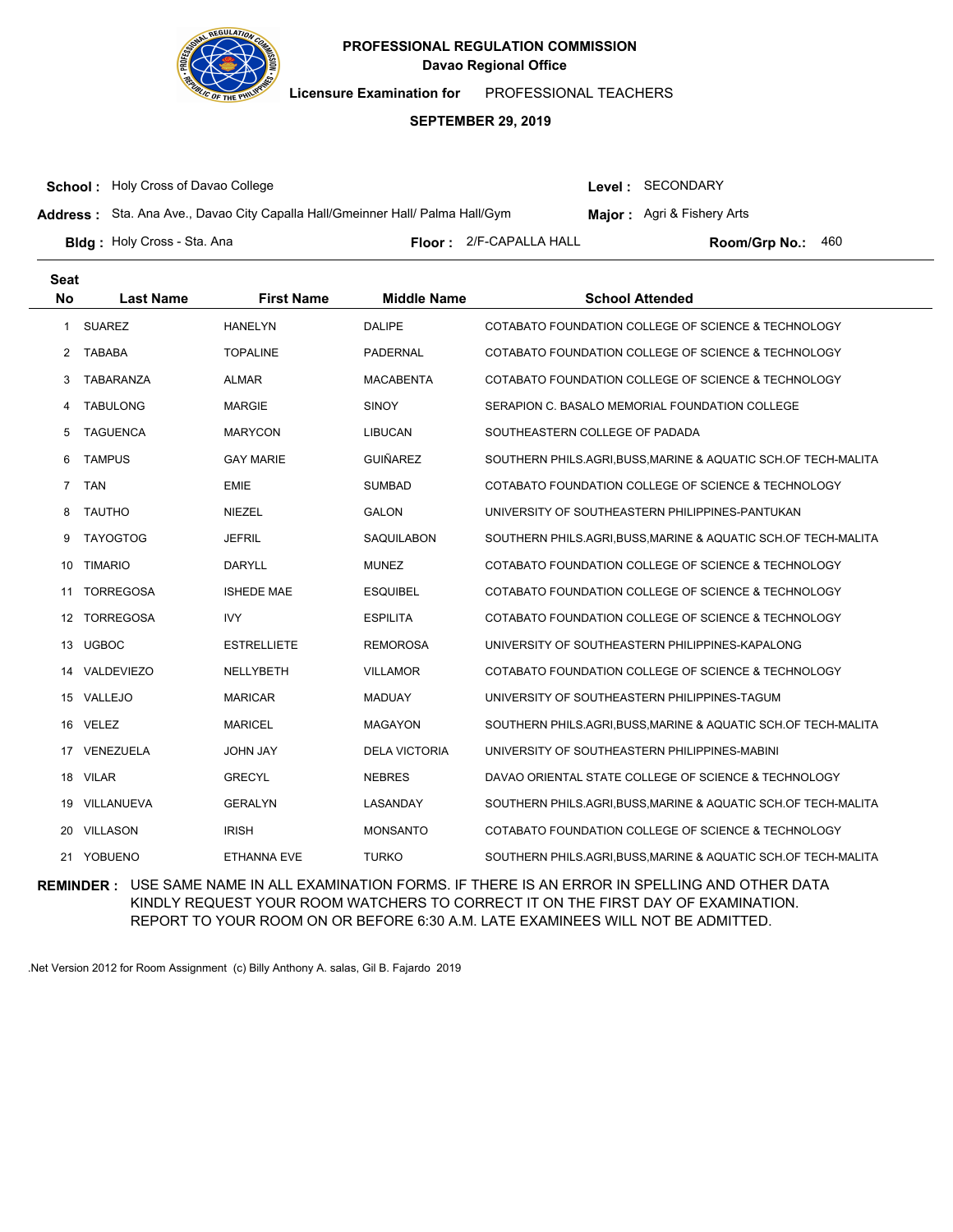**PROFESSIONAL REGULATION COMMISSION**
**Davao Regional Office**

**Licensure Examination for** PROFESSIONAL TEACHERS

**SEPTEMBER 29, 2019**

**School :** Holy Cross of Davao College
**Level :** SECONDARY
**Address :** Sta. Ana Ave., Davao City Capalla Hall/Gmeinner Hall/ Palma Hall/Gym
**Major :** Agri & Fishery Arts
**Bldg :** Holy Cross - Sta. Ana
**Floor :** 2/F-CAPALLA HALL
**Room/Grp No.:** 460

| Seat No | Last Name | First Name | Middle Name | School Attended |
|---|---|---|---|---|
| 1 | SUAREZ | HANELYN | DALIPE | COTABATO FOUNDATION COLLEGE OF SCIENCE & TECHNOLOGY |
| 2 | TABABA | TOPALINE | PADERNAL | COTABATO FOUNDATION COLLEGE OF SCIENCE & TECHNOLOGY |
| 3 | TABARANZA | ALMAR | MACABENTA | COTABATO FOUNDATION COLLEGE OF SCIENCE & TECHNOLOGY |
| 4 | TABULONG | MARGIE | SINOY | SERAPION C. BASALO MEMORIAL FOUNDATION COLLEGE |
| 5 | TAGUENCA | MARYCON | LIBUCAN | SOUTHEASTERN COLLEGE OF PADADA |
| 6 | TAMPUS | GAY MARIE | GUIÑAREZ | SOUTHERN PHILS.AGRI,BUSS,MARINE & AQUATIC SCH.OF TECH-MALITA |
| 7 | TAN | EMIE | SUMBAD | COTABATO FOUNDATION COLLEGE OF SCIENCE & TECHNOLOGY |
| 8 | TAUTHO | NIEZEL | GALON | UNIVERSITY OF SOUTHEASTERN PHILIPPINES-PANTUKAN |
| 9 | TAYOGTOG | JEFRIL | SAQUILABON | SOUTHERN PHILS.AGRI,BUSS,MARINE & AQUATIC SCH.OF TECH-MALITA |
| 10 | TIMARIO | DARYLL | MUNEZ | COTABATO FOUNDATION COLLEGE OF SCIENCE & TECHNOLOGY |
| 11 | TORREGOSA | ISHEDE MAE | ESQUIBEL | COTABATO FOUNDATION COLLEGE OF SCIENCE & TECHNOLOGY |
| 12 | TORREGOSA | IVY | ESPILITA | COTABATO FOUNDATION COLLEGE OF SCIENCE & TECHNOLOGY |
| 13 | UGBOC | ESTRELLIETE | REMOROSA | UNIVERSITY OF SOUTHEASTERN PHILIPPINES-KAPALONG |
| 14 | VALDEVIEZO | NELLYBETH | VILLAMOR | COTABATO FOUNDATION COLLEGE OF SCIENCE & TECHNOLOGY |
| 15 | VALLEJO | MARICAR | MADUAY | UNIVERSITY OF SOUTHEASTERN PHILIPPINES-TAGUM |
| 16 | VELEZ | MARICEL | MAGAYON | SOUTHERN PHILS.AGRI,BUSS,MARINE & AQUATIC SCH.OF TECH-MALITA |
| 17 | VENEZUELA | JOHN JAY | DELA VICTORIA | UNIVERSITY OF SOUTHEASTERN PHILIPPINES-MABINI |
| 18 | VILAR | GRECYL | NEBRES | DAVAO ORIENTAL STATE COLLEGE OF SCIENCE & TECHNOLOGY |
| 19 | VILLANUEVA | GERALYN | LASANDAY | SOUTHERN PHILS.AGRI,BUSS,MARINE & AQUATIC SCH.OF TECH-MALITA |
| 20 | VILLASON | IRISH | MONSANTO | COTABATO FOUNDATION COLLEGE OF SCIENCE & TECHNOLOGY |
| 21 | YOBUENO | ETHANNA EVE | TURKO | SOUTHERN PHILS.AGRI,BUSS,MARINE & AQUATIC SCH.OF TECH-MALITA |

**REMINDER :** USE SAME NAME IN ALL EXAMINATION FORMS. IF THERE IS AN ERROR IN SPELLING AND OTHER DATA KINDLY REQUEST YOUR ROOM WATCHERS TO CORRECT IT ON THE FIRST DAY OF EXAMINATION. REPORT TO YOUR ROOM ON OR BEFORE 6:30 A.M. LATE EXAMINEES WILL NOT BE ADMITTED.

.Net Version 2012 for Room Assignment (c) Billy Anthony A. salas, Gil B. Fajardo 2019